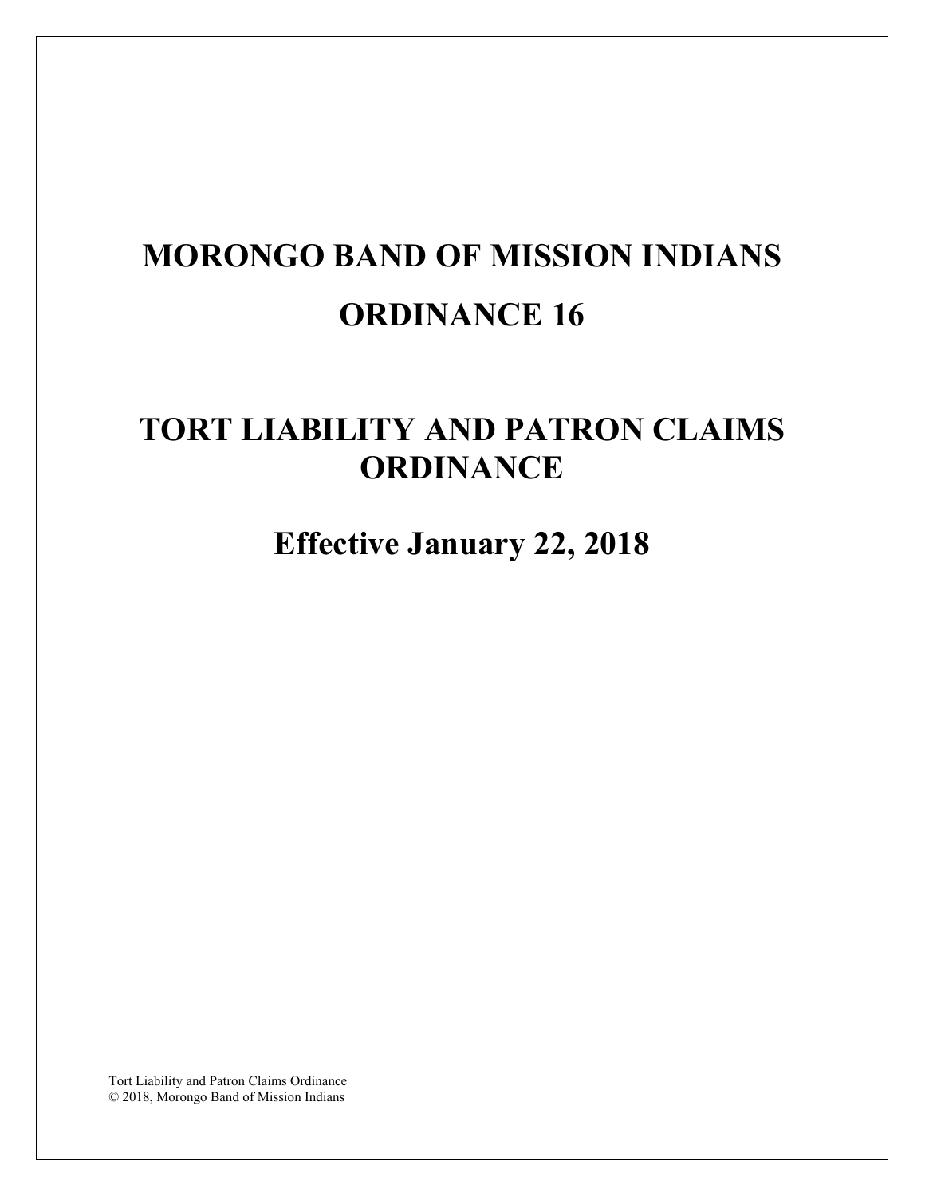# MORONGO BAND OF MISSION INDIANS

# ORDINANCE 16

# TORT LIABILITY AND PATRON CLAIMS ORDINANCE

## Effective January 22, 2018

Tort Liability and Patron Claims Ordinance
© 2018, Morongo Band of Mission Indians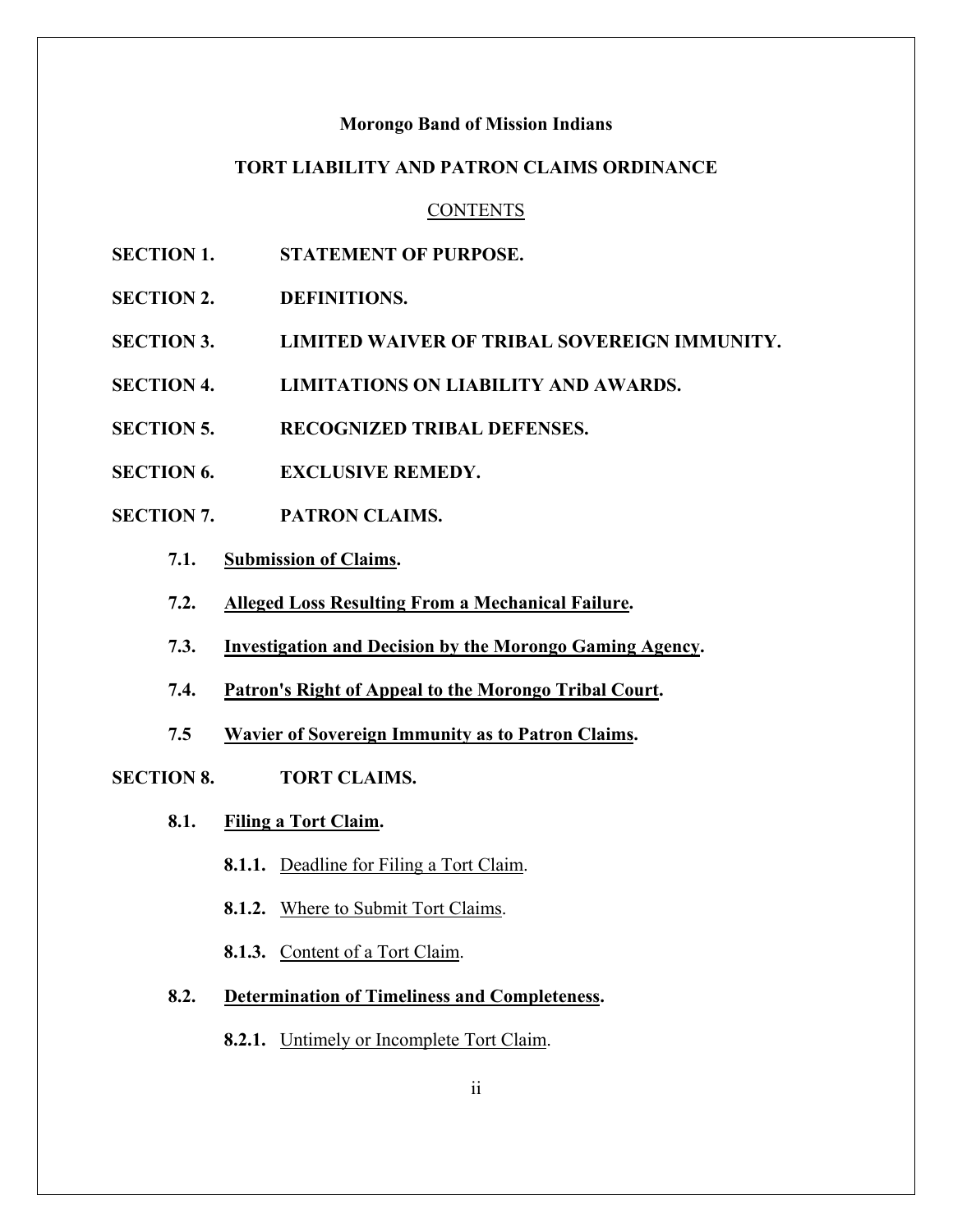**Morongo Band of Mission Indians**

**TORT LIABILITY AND PATRON CLAIMS ORDINANCE**

CONTENTS

**SECTION 1. STATEMENT OF PURPOSE.**

**SECTION 2. DEFINITIONS.**

**SECTION 3. LIMITED WAIVER OF TRIBAL SOVEREIGN IMMUNITY.**

**SECTION 4. LIMITATIONS ON LIABILITY AND AWARDS.**

**SECTION 5. RECOGNIZED TRIBAL DEFENSES.**

**SECTION 6. EXCLUSIVE REMEDY.**

**SECTION 7. PATRON CLAIMS.**

- **7.1. Submission of Claims.**
- **7.2. Alleged Loss Resulting From a Mechanical Failure.**
- **7.3. Investigation and Decision by the Morongo Gaming Agency.**
- **7.4. Patron's Right of Appeal to the Morongo Tribal Court.**
- **7.5 Wavier of Sovereign Immunity as to Patron Claims.**

**SECTION 8. TORT CLAIMS.**

- **8.1. Filing a Tort Claim.**
  - **8.1.1.** Deadline for Filing a Tort Claim.
  - **8.1.2.** Where to Submit Tort Claims.
  - **8.1.3.** Content of a Tort Claim.
- **8.2. Determination of Timeliness and Completeness.**
  - **8.2.1.** Untimely or Incomplete Tort Claim.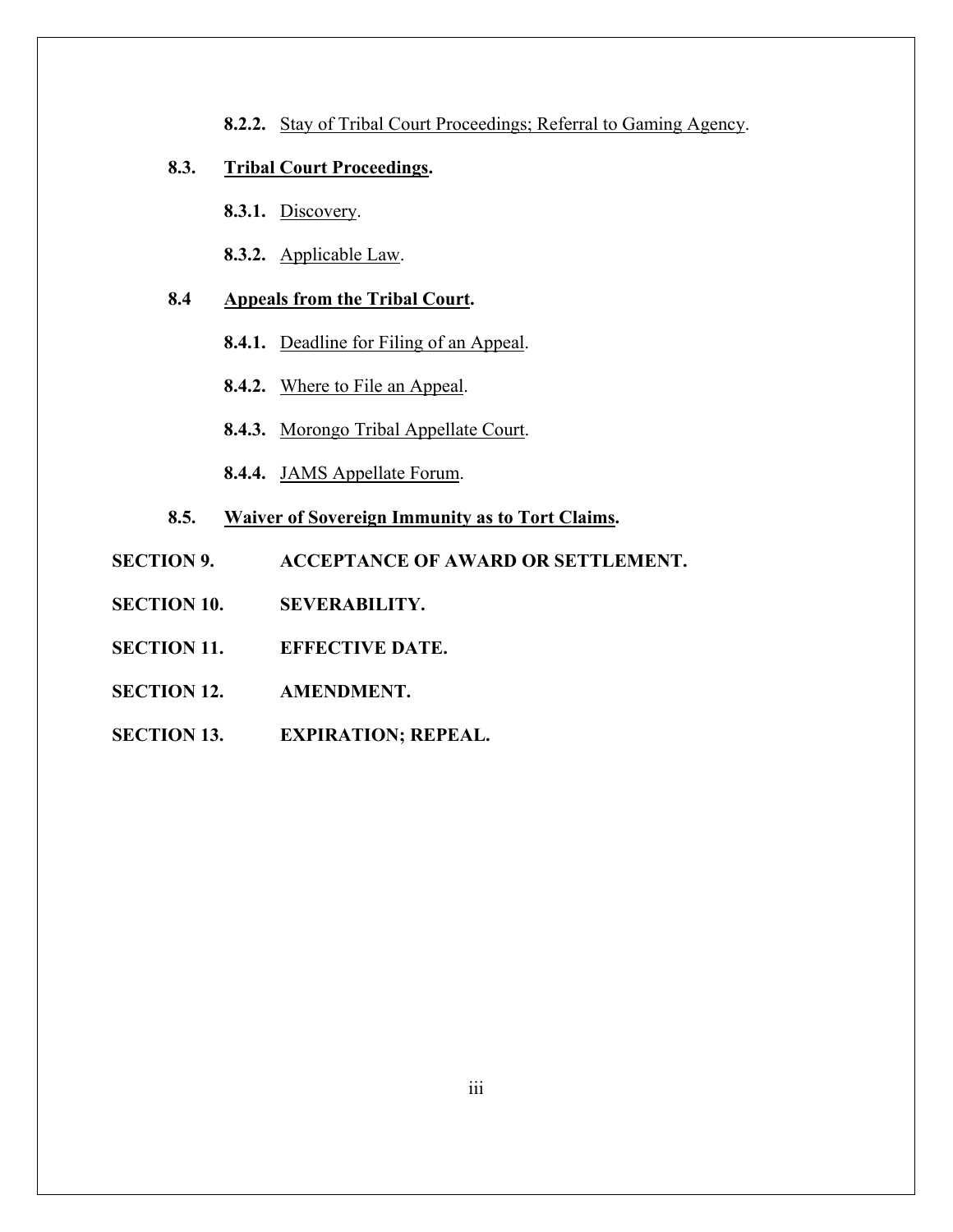**8.2.2.** Stay of Tribal Court Proceedings; Referral to Gaming Agency.

**8.3. Tribal Court Proceedings.**

**8.3.1.** Discovery.

**8.3.2.** Applicable Law.

**8.4 Appeals from the Tribal Court.**

**8.4.1.** Deadline for Filing of an Appeal.

**8.4.2.** Where to File an Appeal.

**8.4.3.** Morongo Tribal Appellate Court.

**8.4.4.** JAMS Appellate Forum.

**8.5. Waiver of Sovereign Immunity as to Tort Claims.**

**SECTION 9. ACCEPTANCE OF AWARD OR SETTLEMENT.**

**SECTION 10. SEVERABILITY.**

**SECTION 11. EFFECTIVE DATE.**

**SECTION 12. AMENDMENT.**

**SECTION 13. EXPIRATION; REPEAL.**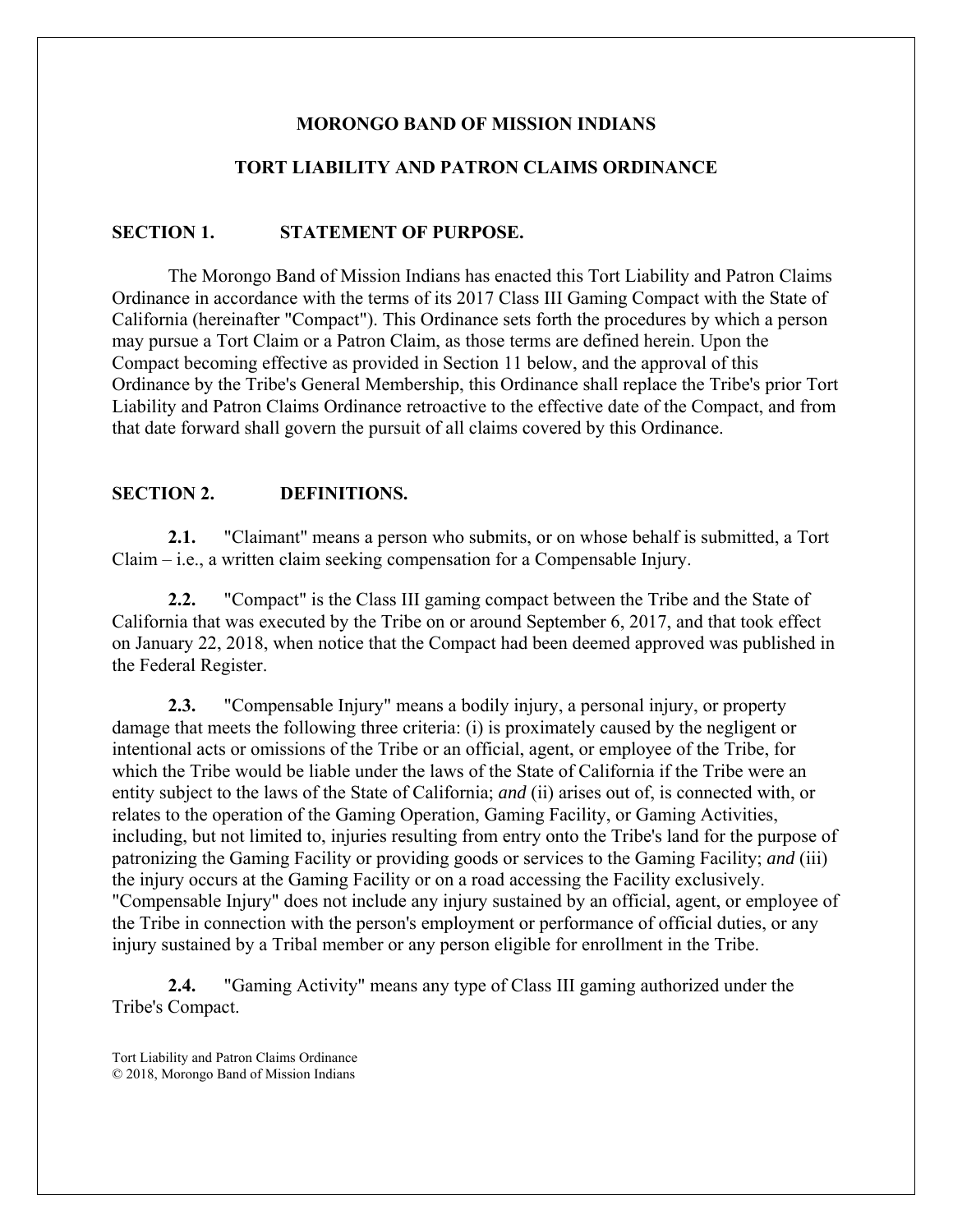## MORONGO BAND OF MISSION INDIANS

## TORT LIABILITY AND PATRON CLAIMS ORDINANCE

### SECTION 1. STATEMENT OF PURPOSE.

The Morongo Band of Mission Indians has enacted this Tort Liability and Patron Claims Ordinance in accordance with the terms of its 2017 Class III Gaming Compact with the State of California (hereinafter "Compact"). This Ordinance sets forth the procedures by which a person may pursue a Tort Claim or a Patron Claim, as those terms are defined herein. Upon the Compact becoming effective as provided in Section 11 below, and the approval of this Ordinance by the Tribe's General Membership, this Ordinance shall replace the Tribe's prior Tort Liability and Patron Claims Ordinance retroactive to the effective date of the Compact, and from that date forward shall govern the pursuit of all claims covered by this Ordinance.

### SECTION 2. DEFINITIONS.

**2.1.** "Claimant" means a person who submits, or on whose behalf is submitted, a Tort Claim – i.e., a written claim seeking compensation for a Compensable Injury.

**2.2.** "Compact" is the Class III gaming compact between the Tribe and the State of California that was executed by the Tribe on or around September 6, 2017, and that took effect on January 22, 2018, when notice that the Compact had been deemed approved was published in the Federal Register.

**2.3.** "Compensable Injury" means a bodily injury, a personal injury, or property damage that meets the following three criteria: (i) is proximately caused by the negligent or intentional acts or omissions of the Tribe or an official, agent, or employee of the Tribe, for which the Tribe would be liable under the laws of the State of California if the Tribe were an entity subject to the laws of the State of California; *and* (ii) arises out of, is connected with, or relates to the operation of the Gaming Operation, Gaming Facility, or Gaming Activities, including, but not limited to, injuries resulting from entry onto the Tribe's land for the purpose of patronizing the Gaming Facility or providing goods or services to the Gaming Facility; *and* (iii) the injury occurs at the Gaming Facility or on a road accessing the Facility exclusively. "Compensable Injury" does not include any injury sustained by an official, agent, or employee of the Tribe in connection with the person's employment or performance of official duties, or any injury sustained by a Tribal member or any person eligible for enrollment in the Tribe.

**2.4.** "Gaming Activity" means any type of Class III gaming authorized under the Tribe's Compact.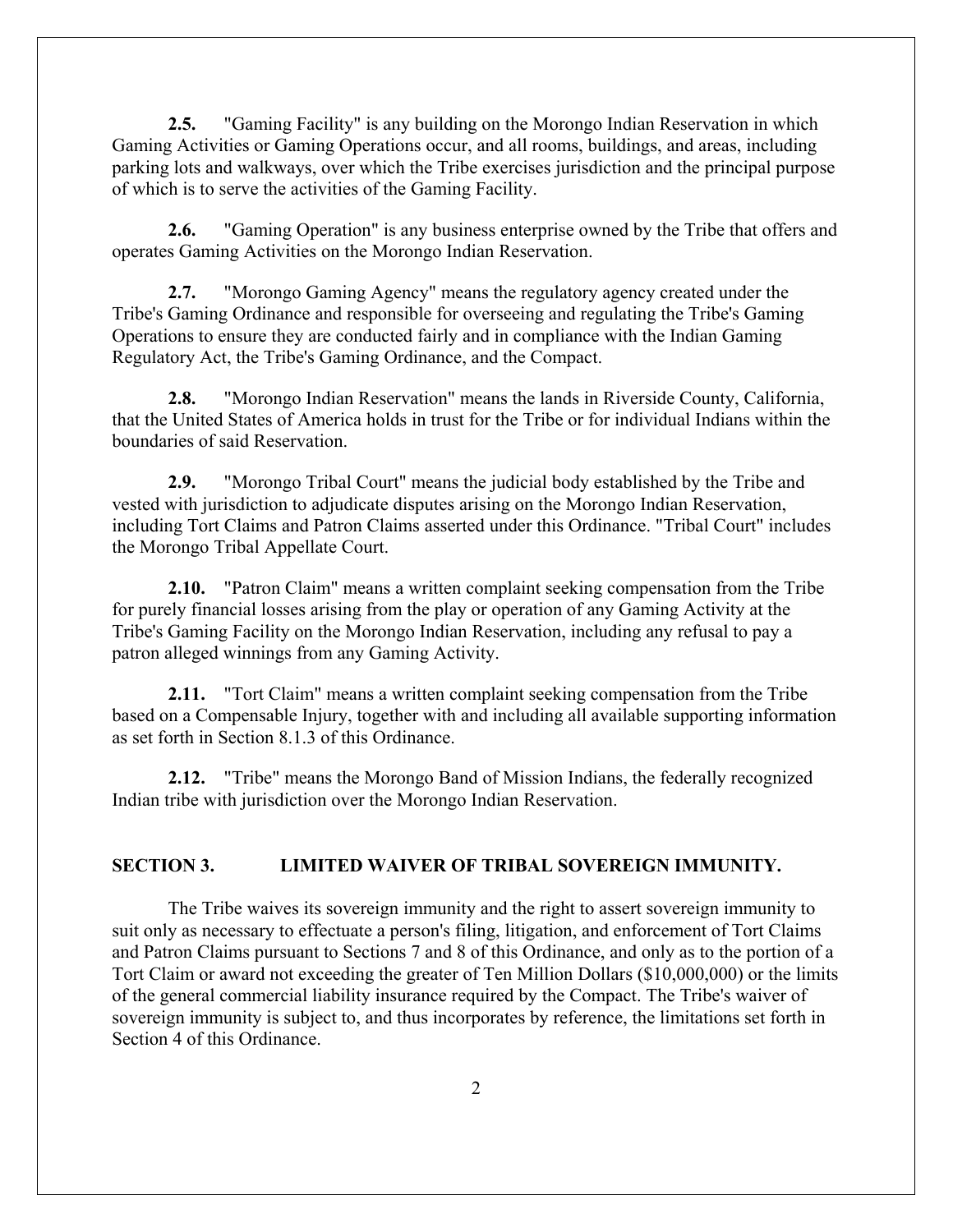**2.5.** "Gaming Facility" is any building on the Morongo Indian Reservation in which Gaming Activities or Gaming Operations occur, and all rooms, buildings, and areas, including parking lots and walkways, over which the Tribe exercises jurisdiction and the principal purpose of which is to serve the activities of the Gaming Facility.

**2.6.** "Gaming Operation" is any business enterprise owned by the Tribe that offers and operates Gaming Activities on the Morongo Indian Reservation.

**2.7.** "Morongo Gaming Agency" means the regulatory agency created under the Tribe's Gaming Ordinance and responsible for overseeing and regulating the Tribe's Gaming Operations to ensure they are conducted fairly and in compliance with the Indian Gaming Regulatory Act, the Tribe's Gaming Ordinance, and the Compact.

**2.8.** "Morongo Indian Reservation" means the lands in Riverside County, California, that the United States of America holds in trust for the Tribe or for individual Indians within the boundaries of said Reservation.

**2.9.** "Morongo Tribal Court" means the judicial body established by the Tribe and vested with jurisdiction to adjudicate disputes arising on the Morongo Indian Reservation, including Tort Claims and Patron Claims asserted under this Ordinance. "Tribal Court" includes the Morongo Tribal Appellate Court.

**2.10.** "Patron Claim" means a written complaint seeking compensation from the Tribe for purely financial losses arising from the play or operation of any Gaming Activity at the Tribe's Gaming Facility on the Morongo Indian Reservation, including any refusal to pay a patron alleged winnings from any Gaming Activity.

**2.11.** "Tort Claim" means a written complaint seeking compensation from the Tribe based on a Compensable Injury, together with and including all available supporting information as set forth in Section 8.1.3 of this Ordinance.

**2.12.** "Tribe" means the Morongo Band of Mission Indians, the federally recognized Indian tribe with jurisdiction over the Morongo Indian Reservation.

## SECTION 3. LIMITED WAIVER OF TRIBAL SOVEREIGN IMMUNITY.

The Tribe waives its sovereign immunity and the right to assert sovereign immunity to suit only as necessary to effectuate a person's filing, litigation, and enforcement of Tort Claims and Patron Claims pursuant to Sections 7 and 8 of this Ordinance, and only as to the portion of a Tort Claim or award not exceeding the greater of Ten Million Dollars ($10,000,000) or the limits of the general commercial liability insurance required by the Compact. The Tribe's waiver of sovereign immunity is subject to, and thus incorporates by reference, the limitations set forth in Section 4 of this Ordinance.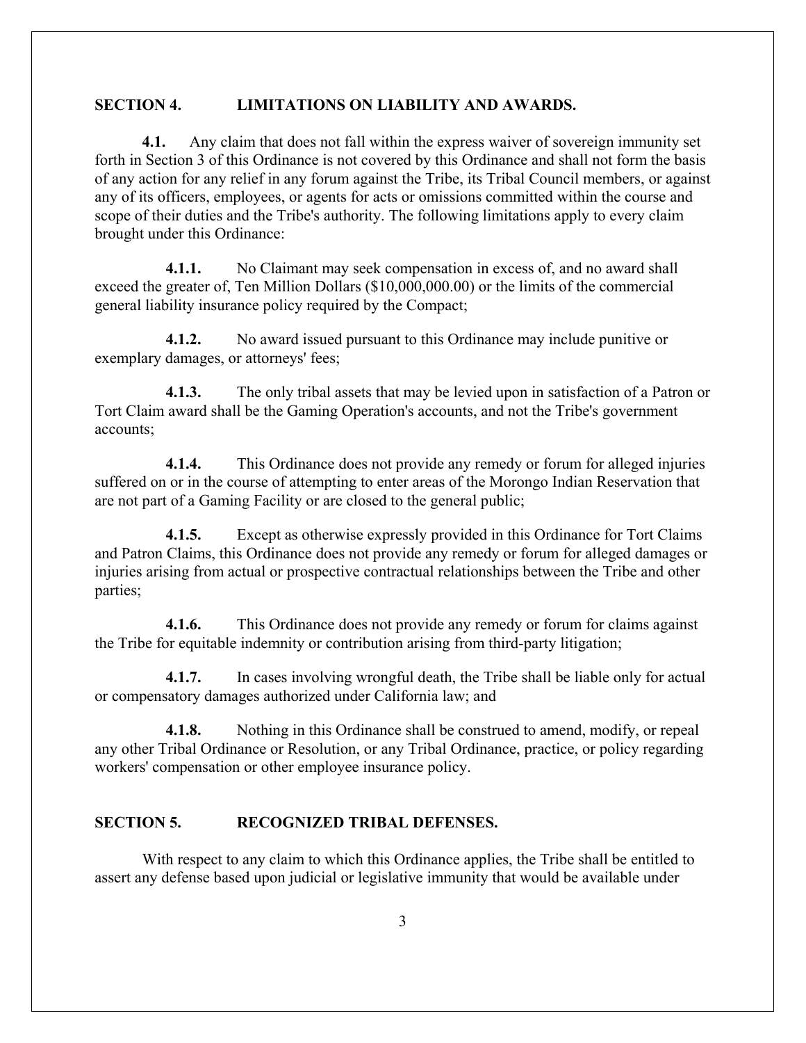## SECTION 4. LIMITATIONS ON LIABILITY AND AWARDS.

**4.1.** Any claim that does not fall within the express waiver of sovereign immunity set forth in Section 3 of this Ordinance is not covered by this Ordinance and shall not form the basis of any action for any relief in any forum against the Tribe, its Tribal Council members, or against any of its officers, employees, or agents for acts or omissions committed within the course and scope of their duties and the Tribe's authority. The following limitations apply to every claim brought under this Ordinance:

**4.1.1.** No Claimant may seek compensation in excess of, and no award shall exceed the greater of, Ten Million Dollars ($10,000,000.00) or the limits of the commercial general liability insurance policy required by the Compact;

**4.1.2.** No award issued pursuant to this Ordinance may include punitive or exemplary damages, or attorneys' fees;

**4.1.3.** The only tribal assets that may be levied upon in satisfaction of a Patron or Tort Claim award shall be the Gaming Operation's accounts, and not the Tribe's government accounts;

**4.1.4.** This Ordinance does not provide any remedy or forum for alleged injuries suffered on or in the course of attempting to enter areas of the Morongo Indian Reservation that are not part of a Gaming Facility or are closed to the general public;

**4.1.5.** Except as otherwise expressly provided in this Ordinance for Tort Claims and Patron Claims, this Ordinance does not provide any remedy or forum for alleged damages or injuries arising from actual or prospective contractual relationships between the Tribe and other parties;

**4.1.6.** This Ordinance does not provide any remedy or forum for claims against the Tribe for equitable indemnity or contribution arising from third-party litigation;

**4.1.7.** In cases involving wrongful death, the Tribe shall be liable only for actual or compensatory damages authorized under California law; and

**4.1.8.** Nothing in this Ordinance shall be construed to amend, modify, or repeal any other Tribal Ordinance or Resolution, or any Tribal Ordinance, practice, or policy regarding workers' compensation or other employee insurance policy.

## SECTION 5. RECOGNIZED TRIBAL DEFENSES.

With respect to any claim to which this Ordinance applies, the Tribe shall be entitled to assert any defense based upon judicial or legislative immunity that would be available under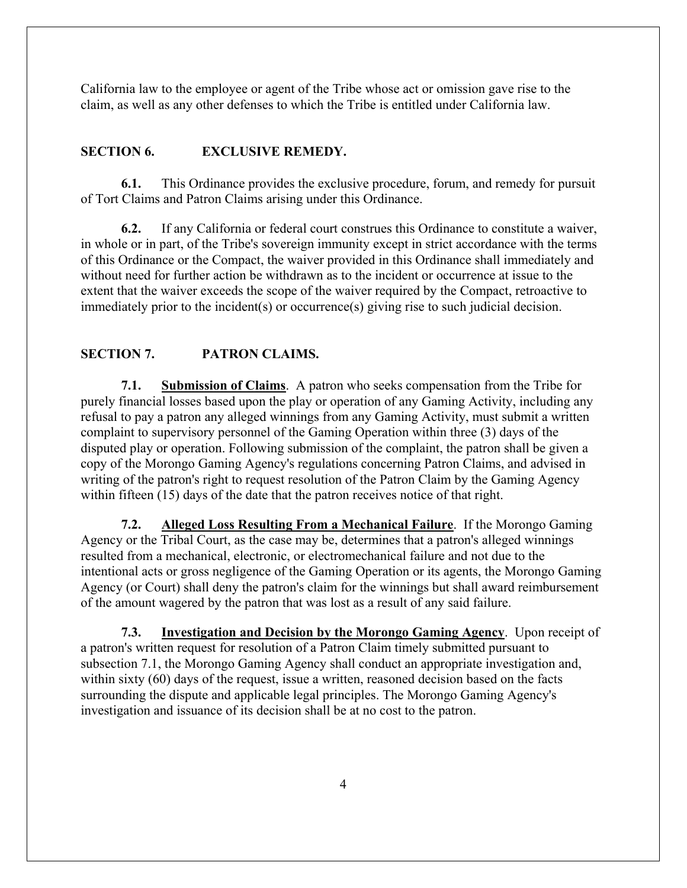California law to the employee or agent of the Tribe whose act or omission gave rise to the claim, as well as any other defenses to which the Tribe is entitled under California law.

## SECTION 6. EXCLUSIVE REMEDY.

**6.1.** This Ordinance provides the exclusive procedure, forum, and remedy for pursuit of Tort Claims and Patron Claims arising under this Ordinance.

**6.2.** If any California or federal court construes this Ordinance to constitute a waiver, in whole or in part, of the Tribe's sovereign immunity except in strict accordance with the terms of this Ordinance or the Compact, the waiver provided in this Ordinance shall immediately and without need for further action be withdrawn as to the incident or occurrence at issue to the extent that the waiver exceeds the scope of the waiver required by the Compact, retroactive to immediately prior to the incident(s) or occurrence(s) giving rise to such judicial decision.

## SECTION 7. PATRON CLAIMS.

**7.1. Submission of Claims**. A patron who seeks compensation from the Tribe for purely financial losses based upon the play or operation of any Gaming Activity, including any refusal to pay a patron any alleged winnings from any Gaming Activity, must submit a written complaint to supervisory personnel of the Gaming Operation within three (3) days of the disputed play or operation. Following submission of the complaint, the patron shall be given a copy of the Morongo Gaming Agency's regulations concerning Patron Claims, and advised in writing of the patron's right to request resolution of the Patron Claim by the Gaming Agency within fifteen (15) days of the date that the patron receives notice of that right.

**7.2. Alleged Loss Resulting From a Mechanical Failure**. If the Morongo Gaming Agency or the Tribal Court, as the case may be, determines that a patron's alleged winnings resulted from a mechanical, electronic, or electromechanical failure and not due to the intentional acts or gross negligence of the Gaming Operation or its agents, the Morongo Gaming Agency (or Court) shall deny the patron's claim for the winnings but shall award reimbursement of the amount wagered by the patron that was lost as a result of any said failure.

**7.3. Investigation and Decision by the Morongo Gaming Agency**. Upon receipt of a patron's written request for resolution of a Patron Claim timely submitted pursuant to subsection 7.1, the Morongo Gaming Agency shall conduct an appropriate investigation and, within sixty (60) days of the request, issue a written, reasoned decision based on the facts surrounding the dispute and applicable legal principles. The Morongo Gaming Agency's investigation and issuance of its decision shall be at no cost to the patron.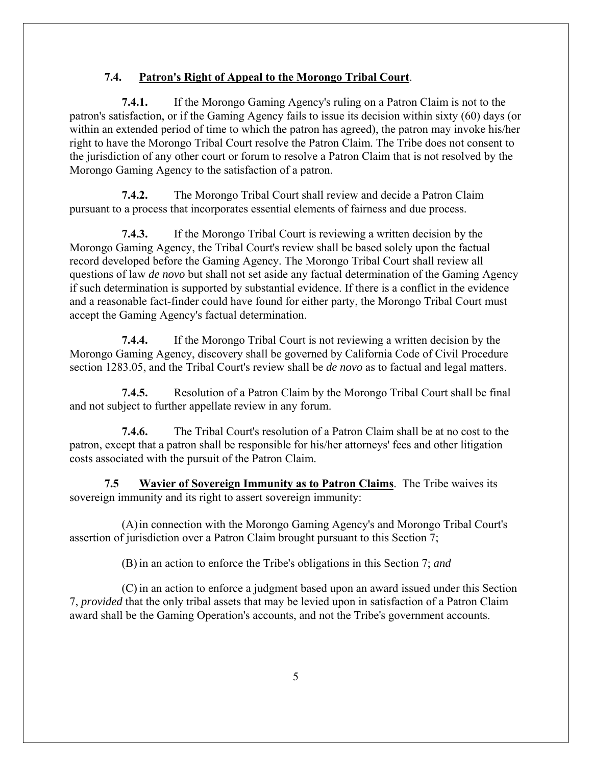### 7.4. Patron's Right of Appeal to the Morongo Tribal Court.

**7.4.1.** If the Morongo Gaming Agency's ruling on a Patron Claim is not to the patron's satisfaction, or if the Gaming Agency fails to issue its decision within sixty (60) days (or within an extended period of time to which the patron has agreed), the patron may invoke his/her right to have the Morongo Tribal Court resolve the Patron Claim. The Tribe does not consent to the jurisdiction of any other court or forum to resolve a Patron Claim that is not resolved by the Morongo Gaming Agency to the satisfaction of a patron.

**7.4.2.** The Morongo Tribal Court shall review and decide a Patron Claim pursuant to a process that incorporates essential elements of fairness and due process.

**7.4.3.** If the Morongo Tribal Court is reviewing a written decision by the Morongo Gaming Agency, the Tribal Court's review shall be based solely upon the factual record developed before the Gaming Agency. The Morongo Tribal Court shall review all questions of law *de novo* but shall not set aside any factual determination of the Gaming Agency if such determination is supported by substantial evidence. If there is a conflict in the evidence and a reasonable fact-finder could have found for either party, the Morongo Tribal Court must accept the Gaming Agency's factual determination.

**7.4.4.** If the Morongo Tribal Court is not reviewing a written decision by the Morongo Gaming Agency, discovery shall be governed by California Code of Civil Procedure section 1283.05, and the Tribal Court's review shall be *de novo* as to factual and legal matters.

**7.4.5.** Resolution of a Patron Claim by the Morongo Tribal Court shall be final and not subject to further appellate review in any forum.

**7.4.6.** The Tribal Court's resolution of a Patron Claim shall be at no cost to the patron, except that a patron shall be responsible for his/her attorneys' fees and other litigation costs associated with the pursuit of the Patron Claim.

**7.5** **Wavier of Sovereign Immunity as to Patron Claims**. The Tribe waives its sovereign immunity and its right to assert sovereign immunity:

(A) in connection with the Morongo Gaming Agency's and Morongo Tribal Court's assertion of jurisdiction over a Patron Claim brought pursuant to this Section 7;

(B) in an action to enforce the Tribe's obligations in this Section 7; *and*

(C) in an action to enforce a judgment based upon an award issued under this Section 7, *provided* that the only tribal assets that may be levied upon in satisfaction of a Patron Claim award shall be the Gaming Operation's accounts, and not the Tribe's government accounts.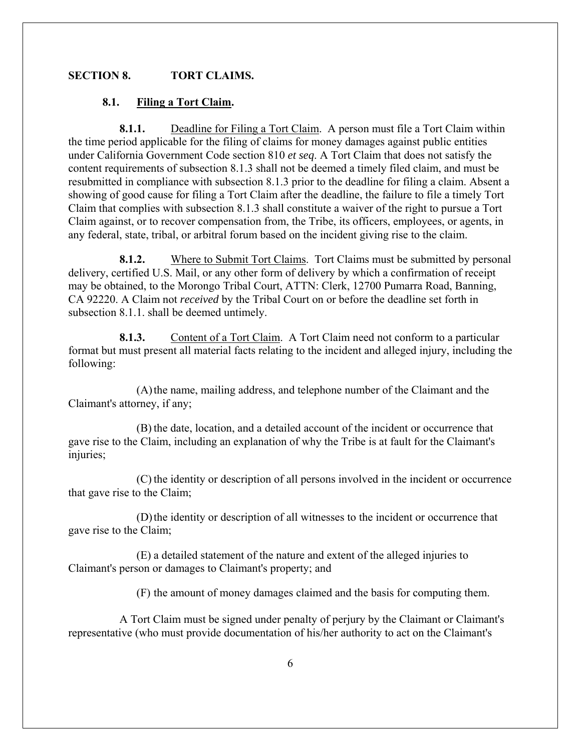## SECTION 8. TORT CLAIMS.

### 8.1. Filing a Tort Claim.

**8.1.1.** Deadline for Filing a Tort Claim. A person must file a Tort Claim within the time period applicable for the filing of claims for money damages against public entities under California Government Code section 810 *et seq*. A Tort Claim that does not satisfy the content requirements of subsection 8.1.3 shall not be deemed a timely filed claim, and must be resubmitted in compliance with subsection 8.1.3 prior to the deadline for filing a claim. Absent a showing of good cause for filing a Tort Claim after the deadline, the failure to file a timely Tort Claim that complies with subsection 8.1.3 shall constitute a waiver of the right to pursue a Tort Claim against, or to recover compensation from, the Tribe, its officers, employees, or agents, in any federal, state, tribal, or arbitral forum based on the incident giving rise to the claim.

**8.1.2.** Where to Submit Tort Claims. Tort Claims must be submitted by personal delivery, certified U.S. Mail, or any other form of delivery by which a confirmation of receipt may be obtained, to the Morongo Tribal Court, ATTN: Clerk, 12700 Pumarra Road, Banning, CA 92220. A Claim not *received* by the Tribal Court on or before the deadline set forth in subsection 8.1.1. shall be deemed untimely.

**8.1.3.** Content of a Tort Claim. A Tort Claim need not conform to a particular format but must present all material facts relating to the incident and alleged injury, including the following:

(A) the name, mailing address, and telephone number of the Claimant and the Claimant's attorney, if any;

(B) the date, location, and a detailed account of the incident or occurrence that gave rise to the Claim, including an explanation of why the Tribe is at fault for the Claimant's injuries;

(C) the identity or description of all persons involved in the incident or occurrence that gave rise to the Claim;

(D) the identity or description of all witnesses to the incident or occurrence that gave rise to the Claim;

(E) a detailed statement of the nature and extent of the alleged injuries to Claimant's person or damages to Claimant's property; and

(F) the amount of money damages claimed and the basis for computing them.

A Tort Claim must be signed under penalty of perjury by the Claimant or Claimant's representative (who must provide documentation of his/her authority to act on the Claimant's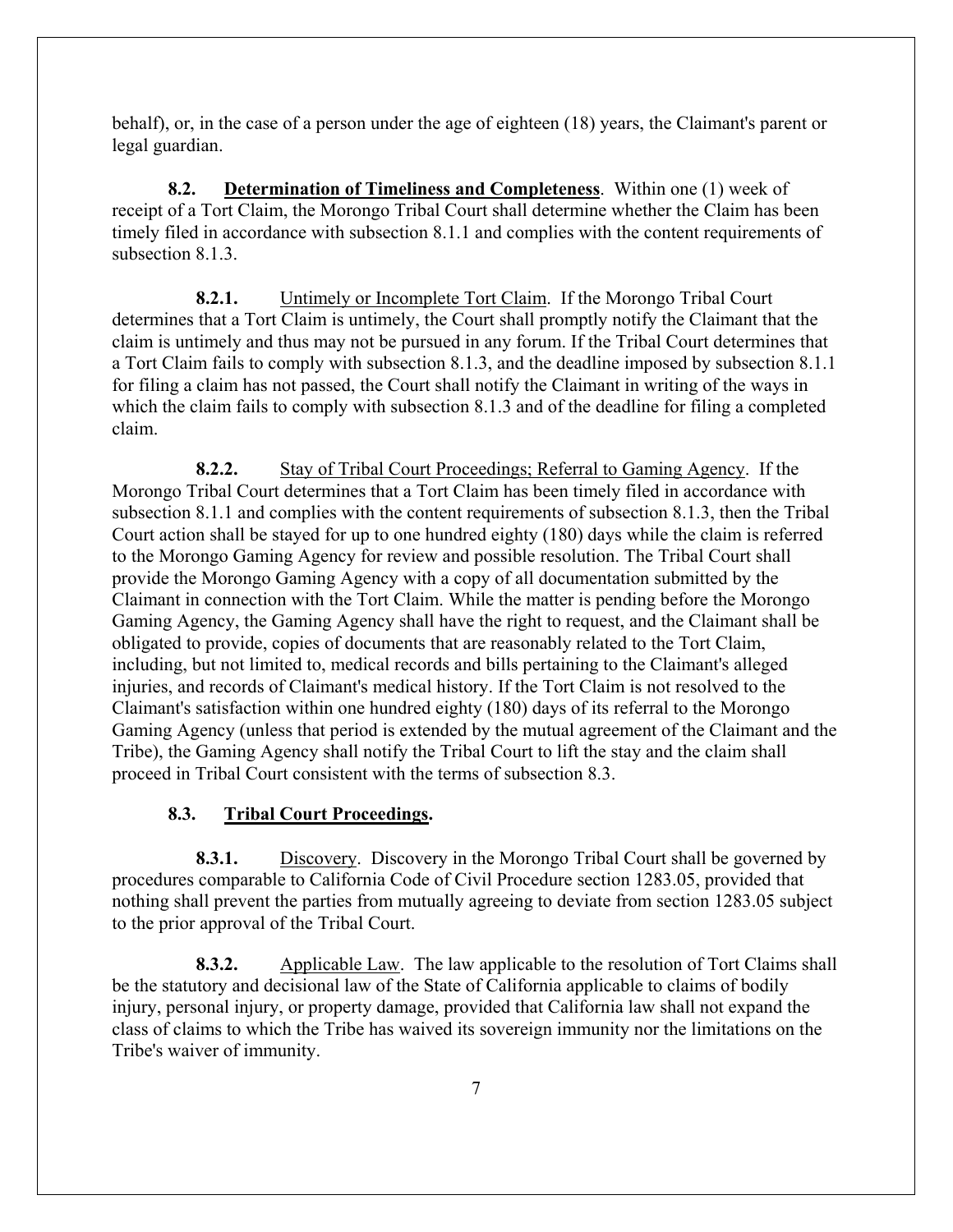behalf), or, in the case of a person under the age of eighteen (18) years, the Claimant's parent or legal guardian.

**8.2. Determination of Timeliness and Completeness**. Within one (1) week of receipt of a Tort Claim, the Morongo Tribal Court shall determine whether the Claim has been timely filed in accordance with subsection 8.1.1 and complies with the content requirements of subsection 8.1.3.

**8.2.1.** Untimely or Incomplete Tort Claim. If the Morongo Tribal Court determines that a Tort Claim is untimely, the Court shall promptly notify the Claimant that the claim is untimely and thus may not be pursued in any forum. If the Tribal Court determines that a Tort Claim fails to comply with subsection 8.1.3, and the deadline imposed by subsection 8.1.1 for filing a claim has not passed, the Court shall notify the Claimant in writing of the ways in which the claim fails to comply with subsection 8.1.3 and of the deadline for filing a completed claim.

**8.2.2.** Stay of Tribal Court Proceedings; Referral to Gaming Agency. If the Morongo Tribal Court determines that a Tort Claim has been timely filed in accordance with subsection 8.1.1 and complies with the content requirements of subsection 8.1.3, then the Tribal Court action shall be stayed for up to one hundred eighty (180) days while the claim is referred to the Morongo Gaming Agency for review and possible resolution. The Tribal Court shall provide the Morongo Gaming Agency with a copy of all documentation submitted by the Claimant in connection with the Tort Claim. While the matter is pending before the Morongo Gaming Agency, the Gaming Agency shall have the right to request, and the Claimant shall be obligated to provide, copies of documents that are reasonably related to the Tort Claim, including, but not limited to, medical records and bills pertaining to the Claimant's alleged injuries, and records of Claimant's medical history. If the Tort Claim is not resolved to the Claimant's satisfaction within one hundred eighty (180) days of its referral to the Morongo Gaming Agency (unless that period is extended by the mutual agreement of the Claimant and the Tribe), the Gaming Agency shall notify the Tribal Court to lift the stay and the claim shall proceed in Tribal Court consistent with the terms of subsection 8.3.

**8.3. Tribal Court Proceedings.**

**8.3.1.** Discovery. Discovery in the Morongo Tribal Court shall be governed by procedures comparable to California Code of Civil Procedure section 1283.05, provided that nothing shall prevent the parties from mutually agreeing to deviate from section 1283.05 subject to the prior approval of the Tribal Court.

**8.3.2.** Applicable Law. The law applicable to the resolution of Tort Claims shall be the statutory and decisional law of the State of California applicable to claims of bodily injury, personal injury, or property damage, provided that California law shall not expand the class of claims to which the Tribe has waived its sovereign immunity nor the limitations on the Tribe's waiver of immunity.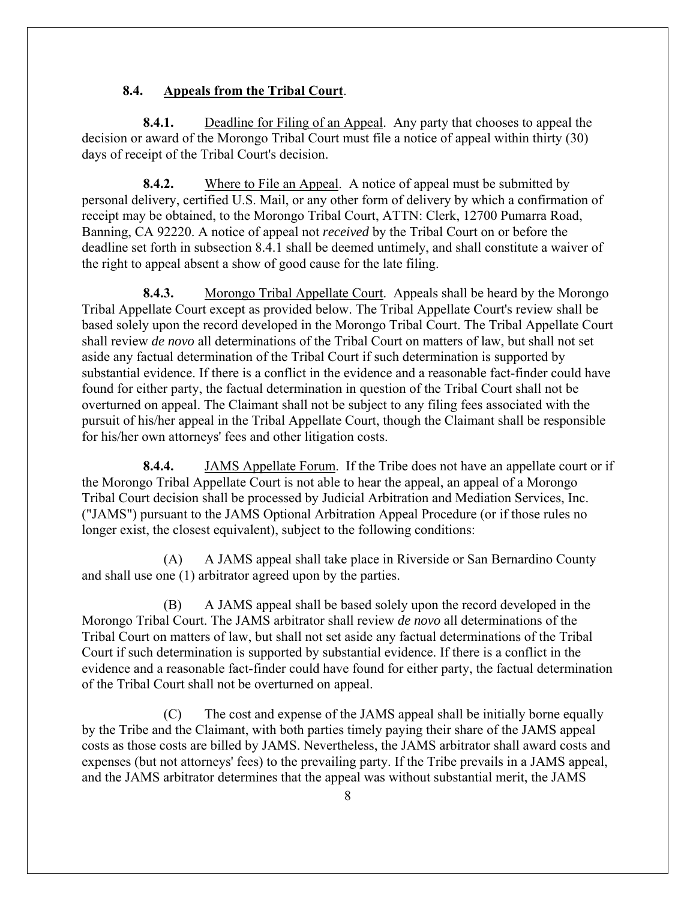### **8.4. Appeals from the Tribal Court**.

**8.4.1.** Deadline for Filing of an Appeal. Any party that chooses to appeal the decision or award of the Morongo Tribal Court must file a notice of appeal within thirty (30) days of receipt of the Tribal Court's decision.

**8.4.2.** Where to File an Appeal. A notice of appeal must be submitted by personal delivery, certified U.S. Mail, or any other form of delivery by which a confirmation of receipt may be obtained, to the Morongo Tribal Court, ATTN: Clerk, 12700 Pumarra Road, Banning, CA 92220. A notice of appeal not *received* by the Tribal Court on or before the deadline set forth in subsection 8.4.1 shall be deemed untimely, and shall constitute a waiver of the right to appeal absent a show of good cause for the late filing.

**8.4.3.** Morongo Tribal Appellate Court. Appeals shall be heard by the Morongo Tribal Appellate Court except as provided below. The Tribal Appellate Court's review shall be based solely upon the record developed in the Morongo Tribal Court. The Tribal Appellate Court shall review *de novo* all determinations of the Tribal Court on matters of law, but shall not set aside any factual determination of the Tribal Court if such determination is supported by substantial evidence. If there is a conflict in the evidence and a reasonable fact-finder could have found for either party, the factual determination in question of the Tribal Court shall not be overturned on appeal. The Claimant shall not be subject to any filing fees associated with the pursuit of his/her appeal in the Tribal Appellate Court, though the Claimant shall be responsible for his/her own attorneys' fees and other litigation costs.

**8.4.4.** JAMS Appellate Forum. If the Tribe does not have an appellate court or if the Morongo Tribal Appellate Court is not able to hear the appeal, an appeal of a Morongo Tribal Court decision shall be processed by Judicial Arbitration and Mediation Services, Inc. ("JAMS") pursuant to the JAMS Optional Arbitration Appeal Procedure (or if those rules no longer exist, the closest equivalent), subject to the following conditions:

(A) A JAMS appeal shall take place in Riverside or San Bernardino County and shall use one (1) arbitrator agreed upon by the parties.

(B) A JAMS appeal shall be based solely upon the record developed in the Morongo Tribal Court. The JAMS arbitrator shall review *de novo* all determinations of the Tribal Court on matters of law, but shall not set aside any factual determinations of the Tribal Court if such determination is supported by substantial evidence. If there is a conflict in the evidence and a reasonable fact-finder could have found for either party, the factual determination of the Tribal Court shall not be overturned on appeal.

(C) The cost and expense of the JAMS appeal shall be initially borne equally by the Tribe and the Claimant, with both parties timely paying their share of the JAMS appeal costs as those costs are billed by JAMS. Nevertheless, the JAMS arbitrator shall award costs and expenses (but not attorneys' fees) to the prevailing party. If the Tribe prevails in a JAMS appeal, and the JAMS arbitrator determines that the appeal was without substantial merit, the JAMS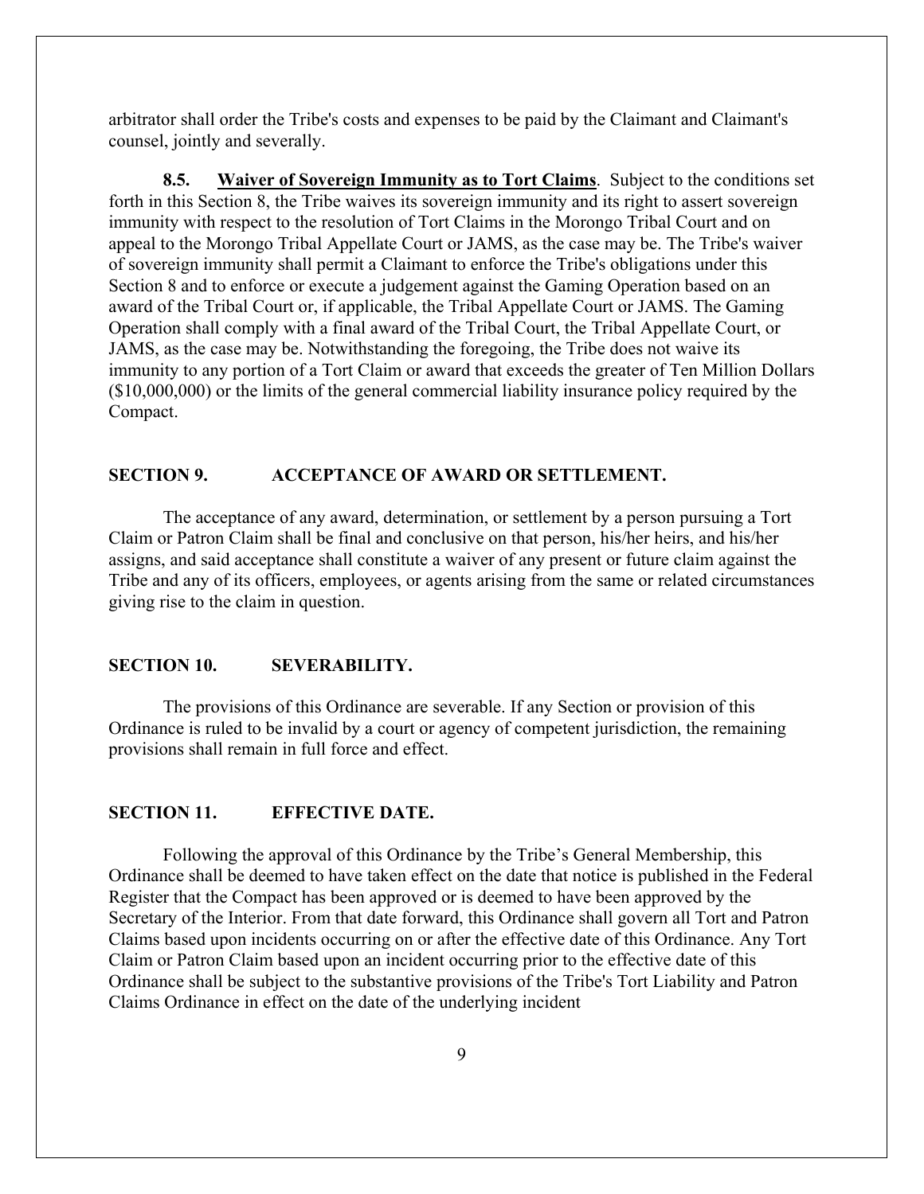arbitrator shall order the Tribe's costs and expenses to be paid by the Claimant and Claimant's counsel, jointly and severally.

**8.5. Waiver of Sovereign Immunity as to Tort Claims**. Subject to the conditions set forth in this Section 8, the Tribe waives its sovereign immunity and its right to assert sovereign immunity with respect to the resolution of Tort Claims in the Morongo Tribal Court and on appeal to the Morongo Tribal Appellate Court or JAMS, as the case may be. The Tribe's waiver of sovereign immunity shall permit a Claimant to enforce the Tribe's obligations under this Section 8 and to enforce or execute a judgement against the Gaming Operation based on an award of the Tribal Court or, if applicable, the Tribal Appellate Court or JAMS. The Gaming Operation shall comply with a final award of the Tribal Court, the Tribal Appellate Court, or JAMS, as the case may be. Notwithstanding the foregoing, the Tribe does not waive its immunity to any portion of a Tort Claim or award that exceeds the greater of Ten Million Dollars ($10,000,000) or the limits of the general commercial liability insurance policy required by the Compact.

## SECTION 9. ACCEPTANCE OF AWARD OR SETTLEMENT.

The acceptance of any award, determination, or settlement by a person pursuing a Tort Claim or Patron Claim shall be final and conclusive on that person, his/her heirs, and his/her assigns, and said acceptance shall constitute a waiver of any present or future claim against the Tribe and any of its officers, employees, or agents arising from the same or related circumstances giving rise to the claim in question.

## SECTION 10. SEVERABILITY.

The provisions of this Ordinance are severable. If any Section or provision of this Ordinance is ruled to be invalid by a court or agency of competent jurisdiction, the remaining provisions shall remain in full force and effect.

## SECTION 11. EFFECTIVE DATE.

Following the approval of this Ordinance by the Tribe's General Membership, this Ordinance shall be deemed to have taken effect on the date that notice is published in the Federal Register that the Compact has been approved or is deemed to have been approved by the Secretary of the Interior. From that date forward, this Ordinance shall govern all Tort and Patron Claims based upon incidents occurring on or after the effective date of this Ordinance. Any Tort Claim or Patron Claim based upon an incident occurring prior to the effective date of this Ordinance shall be subject to the substantive provisions of the Tribe's Tort Liability and Patron Claims Ordinance in effect on the date of the underlying incident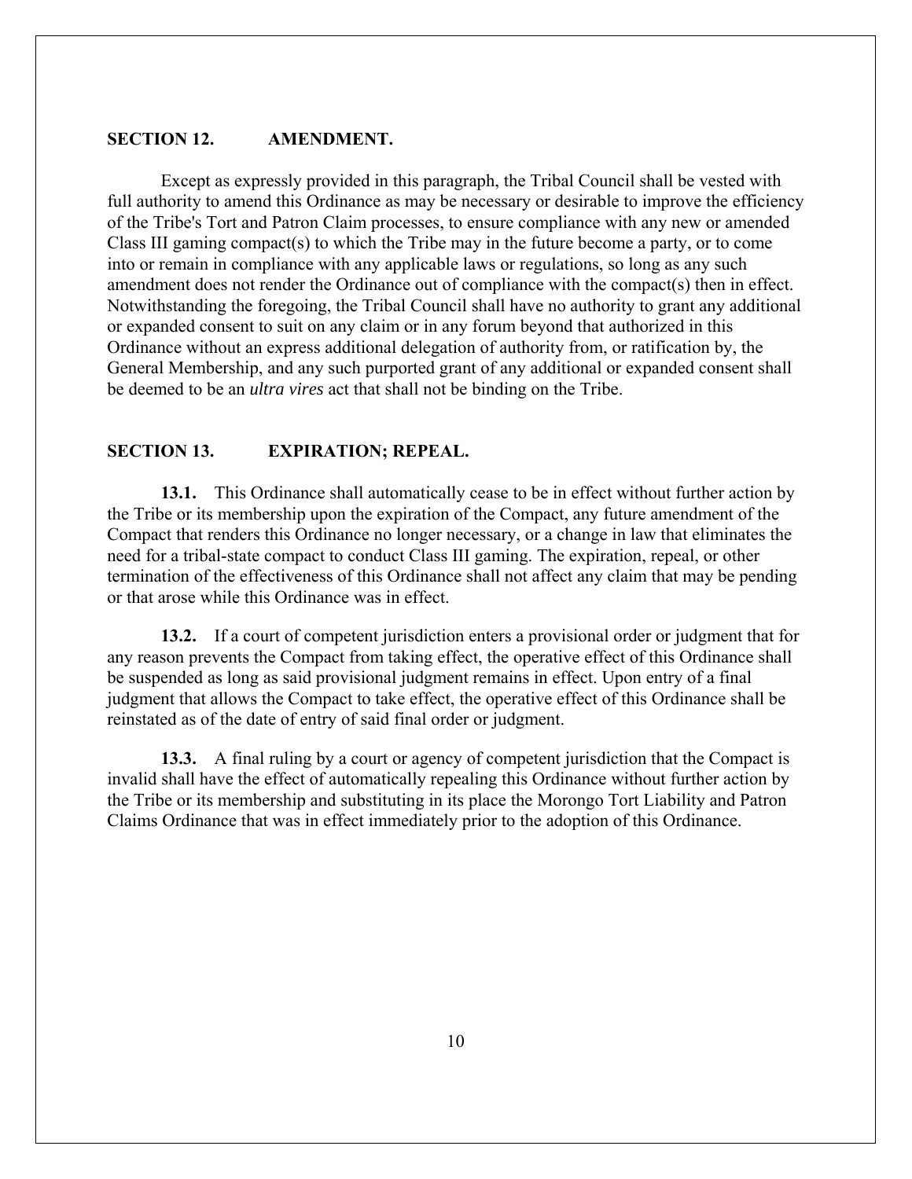## SECTION 12. AMENDMENT.

Except as expressly provided in this paragraph, the Tribal Council shall be vested with full authority to amend this Ordinance as may be necessary or desirable to improve the efficiency of the Tribe's Tort and Patron Claim processes, to ensure compliance with any new or amended Class III gaming compact(s) to which the Tribe may in the future become a party, or to come into or remain in compliance with any applicable laws or regulations, so long as any such amendment does not render the Ordinance out of compliance with the compact(s) then in effect. Notwithstanding the foregoing, the Tribal Council shall have no authority to grant any additional or expanded consent to suit on any claim or in any forum beyond that authorized in this Ordinance without an express additional delegation of authority from, or ratification by, the General Membership, and any such purported grant of any additional or expanded consent shall be deemed to be an *ultra vires* act that shall not be binding on the Tribe.

## SECTION 13. EXPIRATION; REPEAL.

**13.1.** This Ordinance shall automatically cease to be in effect without further action by the Tribe or its membership upon the expiration of the Compact, any future amendment of the Compact that renders this Ordinance no longer necessary, or a change in law that eliminates the need for a tribal-state compact to conduct Class III gaming. The expiration, repeal, or other termination of the effectiveness of this Ordinance shall not affect any claim that may be pending or that arose while this Ordinance was in effect.

**13.2.** If a court of competent jurisdiction enters a provisional order or judgment that for any reason prevents the Compact from taking effect, the operative effect of this Ordinance shall be suspended as long as said provisional judgment remains in effect. Upon entry of a final judgment that allows the Compact to take effect, the operative effect of this Ordinance shall be reinstated as of the date of entry of said final order or judgment.

**13.3.** A final ruling by a court or agency of competent jurisdiction that the Compact is invalid shall have the effect of automatically repealing this Ordinance without further action by the Tribe or its membership and substituting in its place the Morongo Tort Liability and Patron Claims Ordinance that was in effect immediately prior to the adoption of this Ordinance.